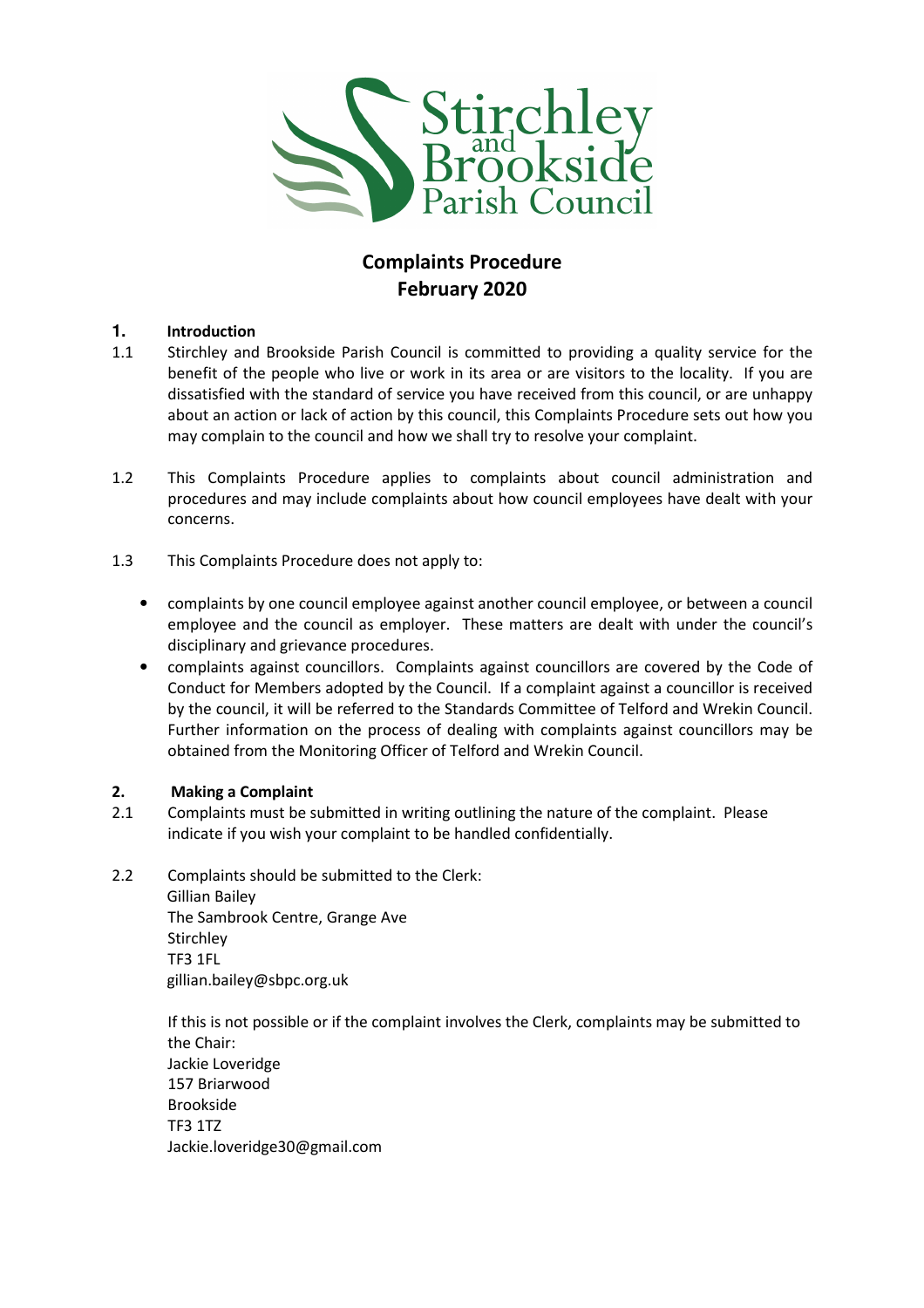Stirchley and Brookside Parish Council

# Complaints Procedure
# February 2020

## 1. Introduction

1.1 Stirchley and Brookside Parish Council is committed to providing a quality service for the benefit of the people who live or work in its area or are visitors to the locality. If you are dissatisfied with the standard of service you have received from this council, or are unhappy about an action or lack of action by this council, this Complaints Procedure sets out how you may complain to the council and how we shall try to resolve your complaint.

1.2 This Complaints Procedure applies to complaints about council administration and procedures and may include complaints about how council employees have dealt with your concerns.

1.3 This Complaints Procedure does not apply to:

- complaints by one council employee against another council employee, or between a council employee and the council as employer. These matters are dealt with under the council's disciplinary and grievance procedures.
- complaints against councillors. Complaints against councillors are covered by the Code of Conduct for Members adopted by the Council. If a complaint against a councillor is received by the council, it will be referred to the Standards Committee of Telford and Wrekin Council. Further information on the process of dealing with complaints against councillors may be obtained from the Monitoring Officer of Telford and Wrekin Council.

## 2. Making a Complaint

2.1 Complaints must be submitted in writing outlining the nature of the complaint. Please indicate if you wish your complaint to be handled confidentially.

2.2 Complaints should be submitted to the Clerk:
Gillian Bailey
The Sambrook Centre, Grange Ave
Stirchley
TF3 1FL
gillian.bailey@sbpc.org.uk

If this is not possible or if the complaint involves the Clerk, complaints may be submitted to the Chair:
Jackie Loveridge
157 Briarwood
Brookside
TF3 1TZ
Jackie.loveridge30@gmail.com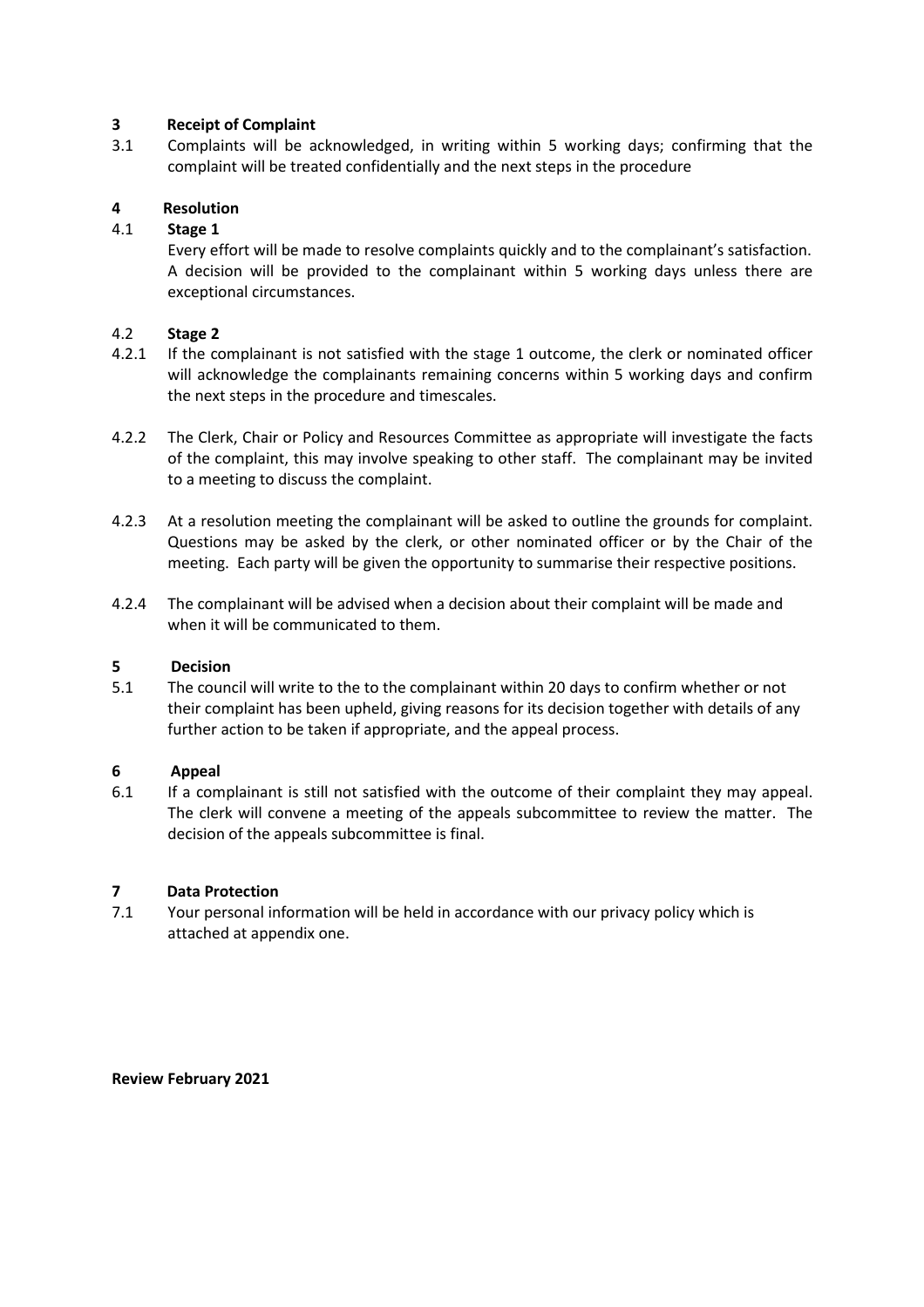## 3 Receipt of Complaint

3.1 Complaints will be acknowledged, in writing within 5 working days; confirming that the complaint will be treated confidentially and the next steps in the procedure

## 4 Resolution

### 4.1 Stage 1

Every effort will be made to resolve complaints quickly and to the complainant's satisfaction. A decision will be provided to the complainant within 5 working days unless there are exceptional circumstances.

### 4.2 Stage 2

4.2.1 If the complainant is not satisfied with the stage 1 outcome, the clerk or nominated officer will acknowledge the complainants remaining concerns within 5 working days and confirm the next steps in the procedure and timescales.

4.2.2 The Clerk, Chair or Policy and Resources Committee as appropriate will investigate the facts of the complaint, this may involve speaking to other staff. The complainant may be invited to a meeting to discuss the complaint.

4.2.3 At a resolution meeting the complainant will be asked to outline the grounds for complaint. Questions may be asked by the clerk, or other nominated officer or by the Chair of the meeting. Each party will be given the opportunity to summarise their respective positions.

4.2.4 The complainant will be advised when a decision about their complaint will be made and when it will be communicated to them.

## 5 Decision

5.1 The council will write to the to the complainant within 20 days to confirm whether or not their complaint has been upheld, giving reasons for its decision together with details of any further action to be taken if appropriate, and the appeal process.

## 6 Appeal

6.1 If a complainant is still not satisfied with the outcome of their complaint they may appeal. The clerk will convene a meeting of the appeals subcommittee to review the matter. The decision of the appeals subcommittee is final.

## 7 Data Protection

7.1 Your personal information will be held in accordance with our privacy policy which is attached at appendix one.

**Review February 2021**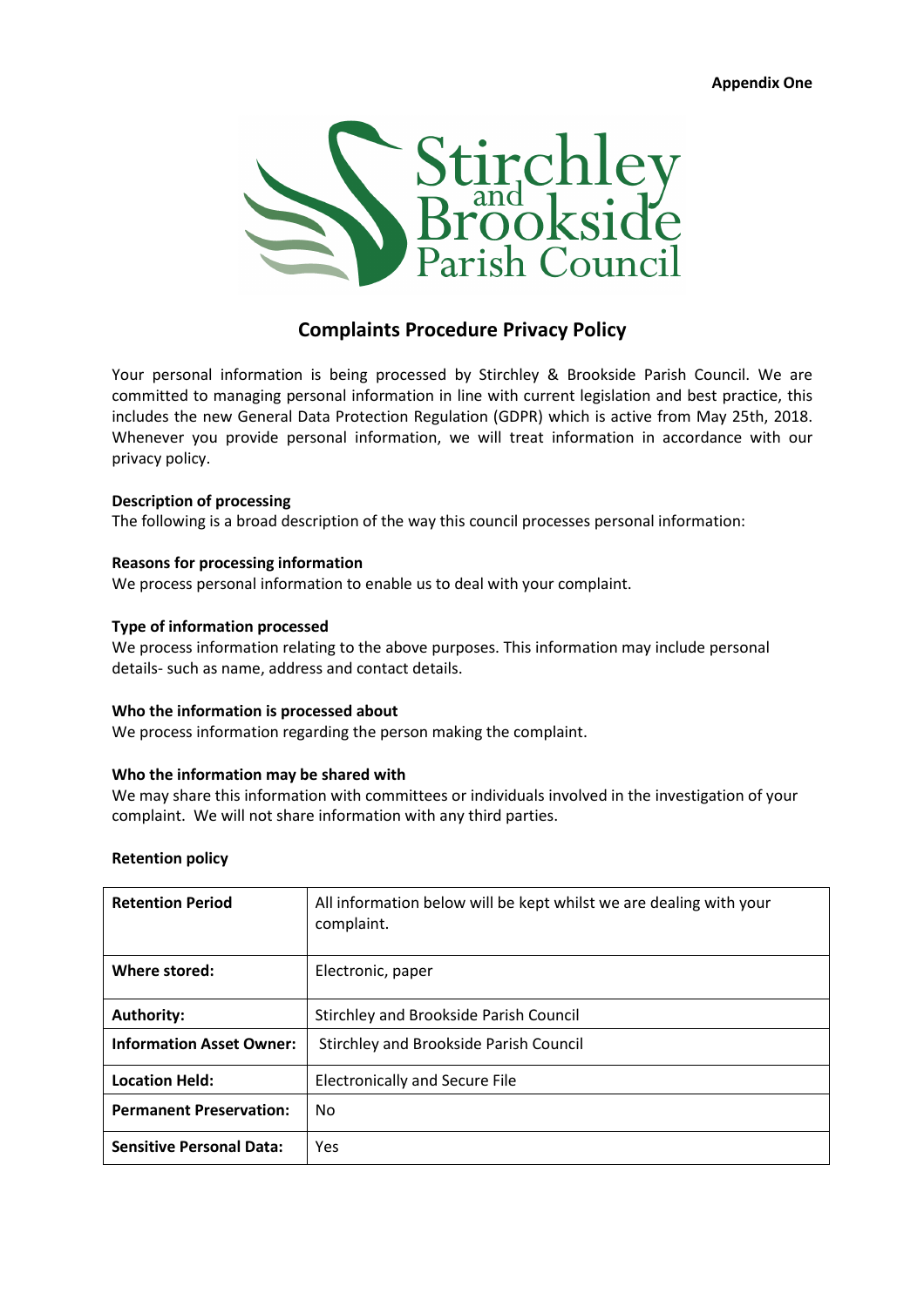**Appendix One**

Stirchley and Brookside Parish Council

## Complaints Procedure Privacy Policy

Your personal information is being processed by Stirchley & Brookside Parish Council. We are committed to managing personal information in line with current legislation and best practice, this includes the new General Data Protection Regulation (GDPR) which is active from May 25th, 2018. Whenever you provide personal information, we will treat information in accordance with our privacy policy.

**Description of processing**

The following is a broad description of the way this council processes personal information:

**Reasons for processing information**

We process personal information to enable us to deal with your complaint.

**Type of information processed**

We process information relating to the above purposes. This information may include personal details- such as name, address and contact details.

**Who the information is processed about**

We process information regarding the person making the complaint.

**Who the information may be shared with**

We may share this information with committees or individuals involved in the investigation of your complaint. We will not share information with any third parties.

**Retention policy**

| **Retention Period** | All information below will be kept whilst we are dealing with your complaint. |
|---|---|
| **Where stored:** | Electronic, paper |
| **Authority:** | Stirchley and Brookside Parish Council |
| **Information Asset Owner:** | Stirchley and Brookside Parish Council |
| **Location Held:** | Electronically and Secure File |
| **Permanent Preservation:** | No |
| **Sensitive Personal Data:** | Yes |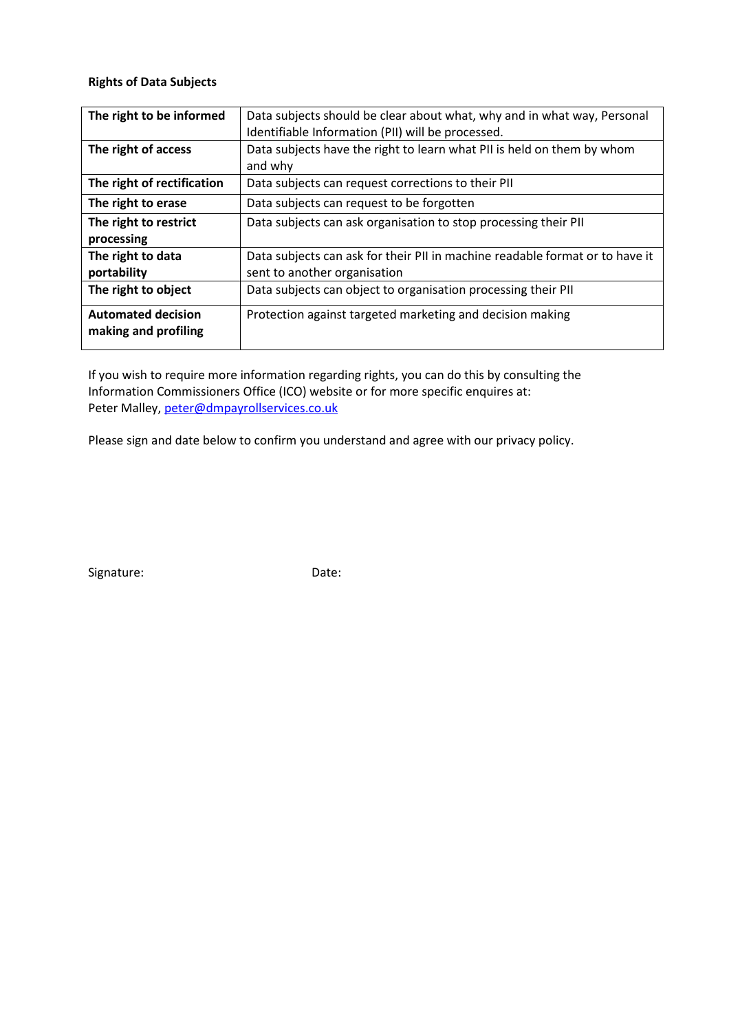**Rights of Data Subjects**

| | |
|---|---|
| **The right to be informed** | Data subjects should be clear about what, why and in what way, Personal Identifiable Information (PII) will be processed. |
| **The right of access** | Data subjects have the right to learn what PII is held on them by whom and why |
| **The right of rectification** | Data subjects can request corrections to their PII |
| **The right to erase** | Data subjects can request to be forgotten |
| **The right to restrict processing** | Data subjects can ask organisation to stop processing their PII |
| **The right to data portability** | Data subjects can ask for their PII in machine readable format or to have it sent to another organisation |
| **The right to object** | Data subjects can object to organisation processing their PII |
| **Automated decision making and profiling** | Protection against targeted marketing and decision making |

If you wish to require more information regarding rights, you can do this by consulting the Information Commissioners Office (ICO) website or for more specific enquires at:
Peter Malley, peter@dmpayrollservices.co.uk

Please sign and date below to confirm you understand and agree with our privacy policy.

Signature: Date: